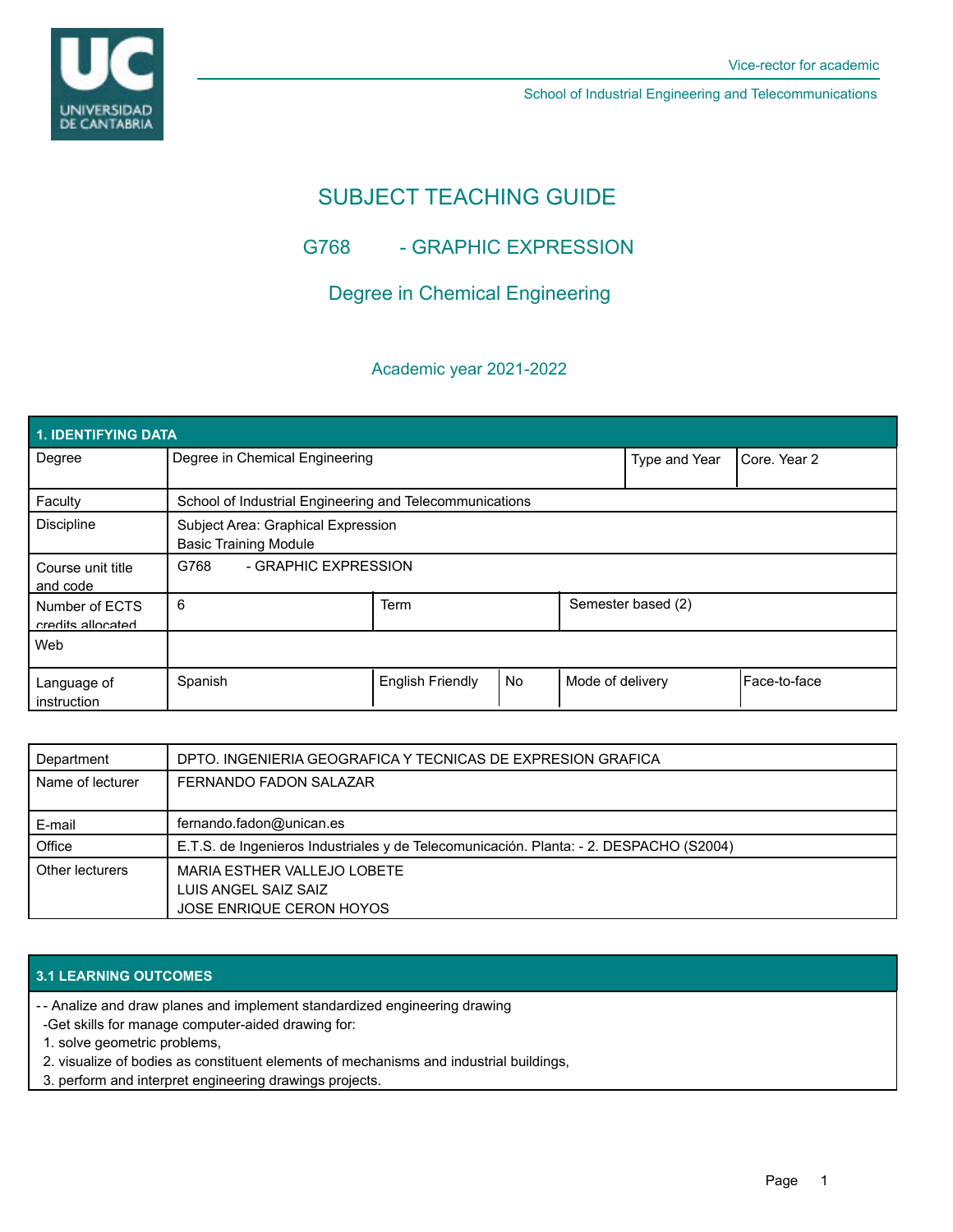Vice-rector for academic

School of Industrial Engineering and Telecommunications

# SUBJECT TEACHING GUIDE

## G768 - GRAPHIC EXPRESSION

## Degree in Chemical Engineering

### Academic year 2021-2022

| 1. IDENTIFYING DATA | | | | | |
|---|---|---|---|---|---|
| Degree | Degree in Chemical Engineering | | | Type and Year | Core. Year 2 |
| Faculty | School of Industrial Engineering and Telecommunications | | | | |
| Discipline | Subject Area: Graphical Expression<br>Basic Training Module | | | | |
| Course unit title and code | G768 - GRAPHIC EXPRESSION | | | | |
| Number of ECTS credits allocated | 6 | Term | | Semester based (2) | |
| Web | | | | | |
| Language of instruction | Spanish | English Friendly | No | Mode of delivery | Face-to-face |

| | |
|---|---|
| Department | DPTO. INGENIERIA GEOGRAFICA Y TECNICAS DE EXPRESION GRAFICA |
| Name of lecturer | FERNANDO FADON SALAZAR |
| E-mail | fernando.fadon@unican.es |
| Office | E.T.S. de Ingenieros Industriales y de Telecomunicación. Planta: - 2. DESPACHO (S2004) |
| Other lecturers | MARIA ESTHER VALLEJO LOBETE<br>LUIS ANGEL SAIZ SAIZ<br>JOSE ENRIQUE CERON HOYOS |

## 3.1 LEARNING OUTCOMES

- - Analize and draw planes and implement standardized engineering drawing
  -Get skills for manage computer-aided drawing for:
  1. solve geometric problems,
  2. visualize of bodies as constituent elements of mechanisms and industrial buildings,
  3. perform and interpret engineering drawings projects.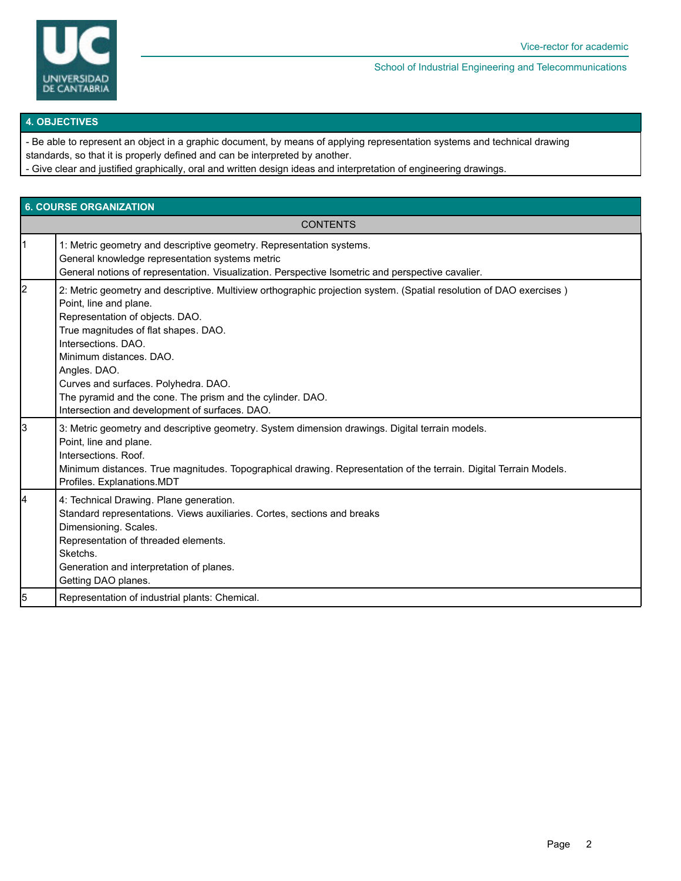## 4. OBJECTIVES

- Be able to represent an object in a graphic document, by means of applying representation systems and technical drawing standards, so that it is properly defined and can be interpreted by another.
- Give clear and justified graphically, oral and written design ideas and interpretation of engineering drawings.

## 6. COURSE ORGANIZATION

| | CONTENTS |
|---|---|
| 1 | 1: Metric geometry and descriptive geometry. Representation systems.<br>General knowledge representation systems metric<br>General notions of representation. Visualization. Perspective Isometric and perspective cavalier. |
| 2 | 2: Metric geometry and descriptive. Multiview orthographic projection system. (Spatial resolution of DAO exercises )<br>Point, line and plane.<br>Representation of objects. DAO.<br>True magnitudes of flat shapes. DAO.<br>Intersections. DAO.<br>Minimum distances. DAO.<br>Angles. DAO.<br>Curves and surfaces. Polyhedra. DAO.<br>The pyramid and the cone. The prism and the cylinder. DAO.<br>Intersection and development of surfaces. DAO. |
| 3 | 3: Metric geometry and descriptive geometry. System dimension drawings. Digital terrain models.<br>Point, line and plane.<br>Intersections. Roof.<br>Minimum distances. True magnitudes. Topographical drawing. Representation of the terrain. Digital Terrain Models.<br>Profiles. Explanations.MDT |
| 4 | 4: Technical Drawing. Plane generation.<br>Standard representations. Views auxiliaries. Cortes, sections and breaks<br>Dimensioning. Scales.<br>Representation of threaded elements.<br>Sketchs.<br>Generation and interpretation of planes.<br>Getting DAO planes. |
| 5 | Representation of industrial plants: Chemical. |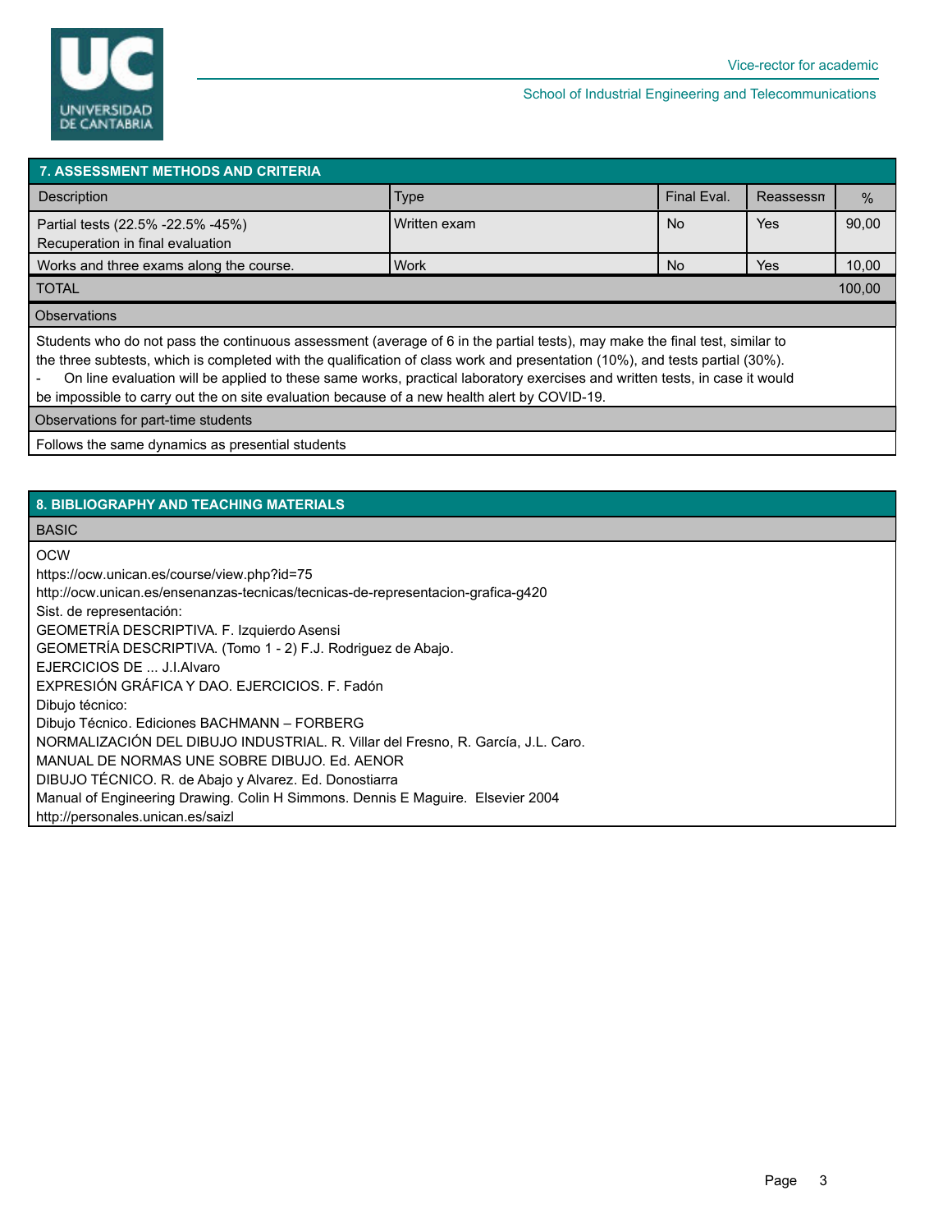## 7. ASSESSMENT METHODS AND CRITERIA

| Description | Type | Final Eval. | Reassessn | % |
| --- | --- | --- | --- | --- |
| Partial tests (22.5% -22.5% -45%) Recuperation in final evaluation | Written exam | No | Yes | 90,00 |
| Works and three exams along the course. | Work | No | Yes | 10,00 |
| TOTAL | | | | 100,00 |

**Observations**

Students who do not pass the continuous assessment (average of 6 in the partial tests), may make the final test, similar to the three subtests, which is completed with the qualification of class work and presentation (10%), and tests partial (30%).

- On line evaluation will be applied to these same works, practical laboratory exercises and written tests, in case it would be impossible to carry out the on site evaluation because of a new health alert by COVID-19.

**Observations for part-time students**

Follows the same dynamics as presential students

## 8. BIBLIOGRAPHY AND TEACHING MATERIALS

**BASIC**

OCW
https://ocw.unican.es/course/view.php?id=75
http://ocw.unican.es/ensenanzas-tecnicas/tecnicas-de-representacion-grafica-g420
Sist. de representación:
GEOMETRÍA DESCRIPTIVA. F. Izquierdo Asensi
GEOMETRÍA DESCRIPTIVA. (Tomo 1 - 2) F.J. Rodriguez de Abajo.
EJERCICIOS DE ... J.I.Alvaro
EXPRESIÓN GRÁFICA Y DAO. EJERCICIOS. F. Fadón
Dibujo técnico:
Dibujo Técnico. Ediciones BACHMANN – FORBERG
NORMALIZACIÓN DEL DIBUJO INDUSTRIAL. R. Villar del Fresno, R. García, J.L. Caro.
MANUAL DE NORMAS UNE SOBRE DIBUJO. Ed. AENOR
DIBUJO TÉCNICO. R. de Abajo y Alvarez. Ed. Donostiarra
Manual of Engineering Drawing. Colin H Simmons. Dennis E Maguire. Elsevier 2004
http://personales.unican.es/saizl